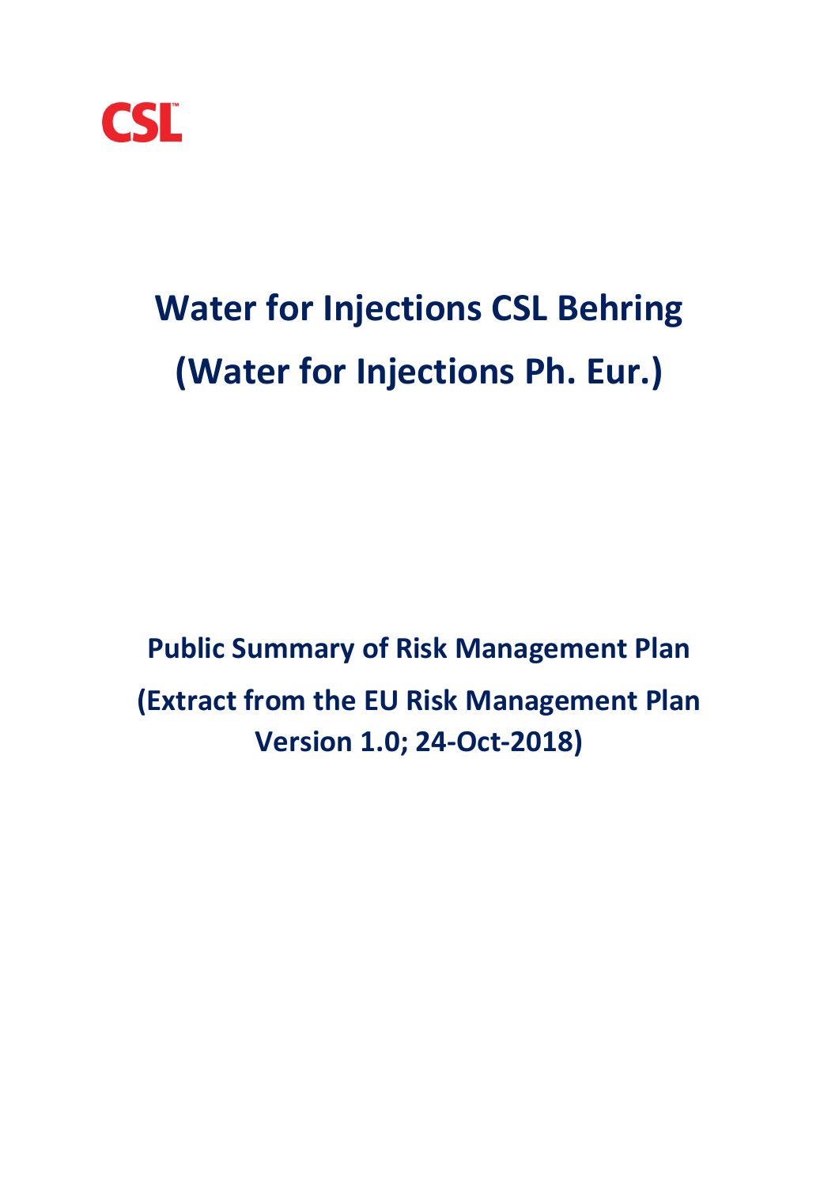CSL

# Water for Injections CSL Behring (Water for Injections Ph. Eur.)

## Public Summary of Risk Management Plan

## (Extract from the EU Risk Management Plan Version 1.0; 24-Oct-2018)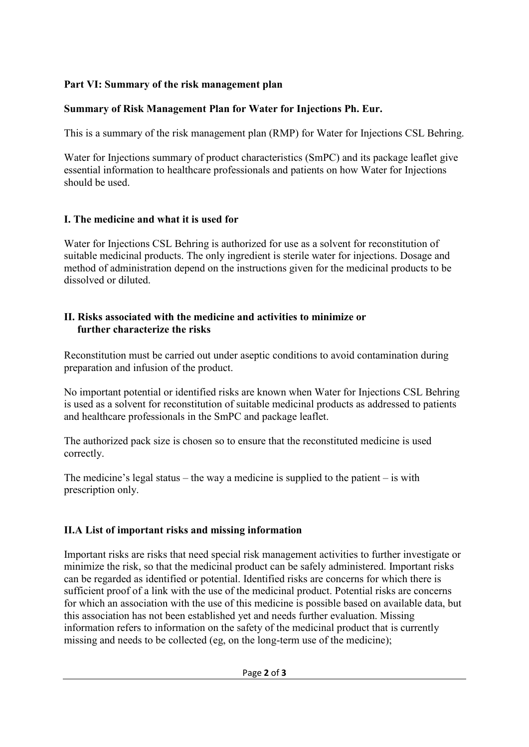## Part VI: Summary of the risk management plan

### Summary of Risk Management Plan for Water for Injections Ph. Eur.

This is a summary of the risk management plan (RMP) for Water for Injections CSL Behring.

Water for Injections summary of product characteristics (SmPC) and its package leaflet give essential information to healthcare professionals and patients on how Water for Injections should be used.

### I. The medicine and what it is used for

Water for Injections CSL Behring is authorized for use as a solvent for reconstitution of suitable medicinal products. The only ingredient is sterile water for injections. Dosage and method of administration depend on the instructions given for the medicinal products to be dissolved or diluted.

### II. Risks associated with the medicine and activities to minimize or further characterize the risks

Reconstitution must be carried out under aseptic conditions to avoid contamination during preparation and infusion of the product.

No important potential or identified risks are known when Water for Injections CSL Behring is used as a solvent for reconstitution of suitable medicinal products as addressed to patients and healthcare professionals in the SmPC and package leaflet.

The authorized pack size is chosen so to ensure that the reconstituted medicine is used correctly.

The medicine's legal status – the way a medicine is supplied to the patient – is with prescription only.

### II.A List of important risks and missing information

Important risks are risks that need special risk management activities to further investigate or minimize the risk, so that the medicinal product can be safely administered. Important risks can be regarded as identified or potential. Identified risks are concerns for which there is sufficient proof of a link with the use of the medicinal product. Potential risks are concerns for which an association with the use of this medicine is possible based on available data, but this association has not been established yet and needs further evaluation. Missing information refers to information on the safety of the medicinal product that is currently missing and needs to be collected (eg, on the long-term use of the medicine);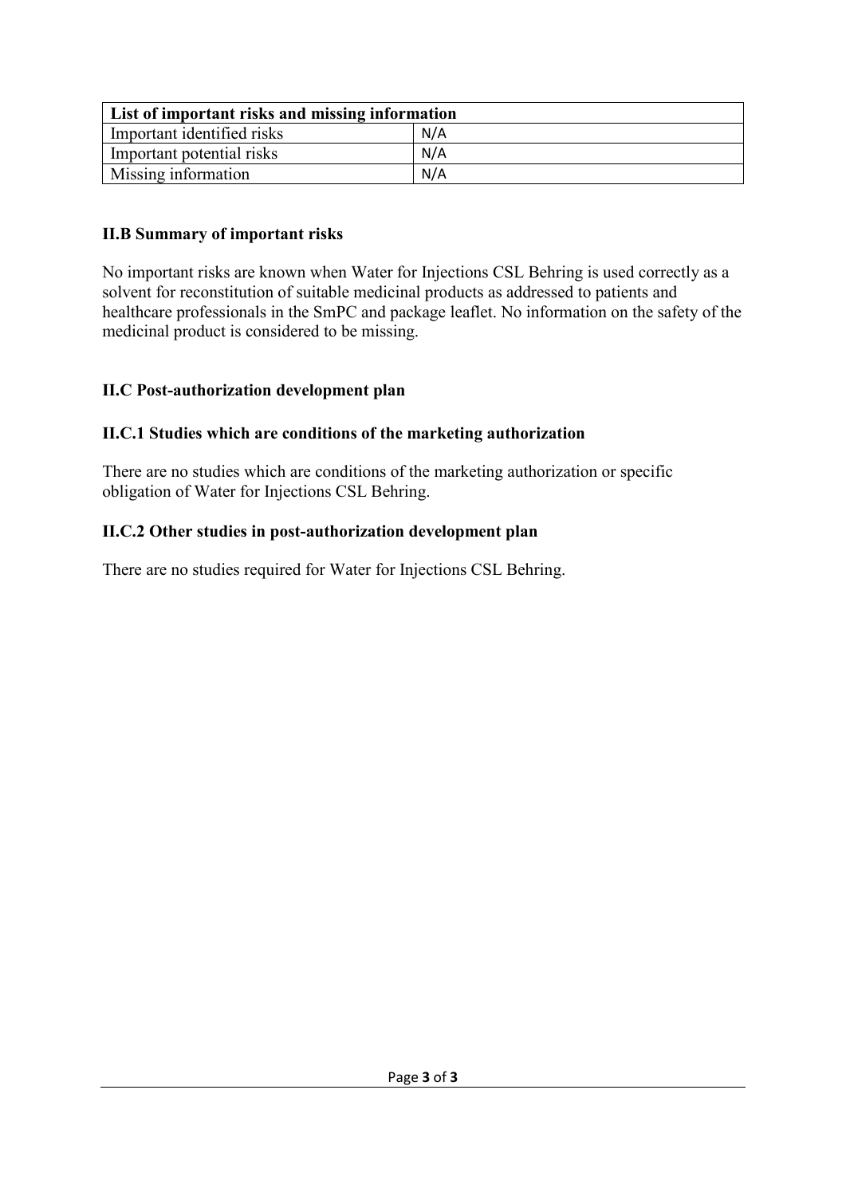| List of important risks and missing information | |
| --- | --- |
| Important identified risks | N/A |
| Important potential risks | N/A |
| Missing information | N/A |

### II.B Summary of important risks

No important risks are known when Water for Injections CSL Behring is used correctly as a solvent for reconstitution of suitable medicinal products as addressed to patients and healthcare professionals in the SmPC and package leaflet. No information on the safety of the medicinal product is considered to be missing.

### II.C Post-authorization development plan

#### II.C.1 Studies which are conditions of the marketing authorization

There are no studies which are conditions of the marketing authorization or specific obligation of Water for Injections CSL Behring.

#### II.C.2 Other studies in post-authorization development plan

There are no studies required for Water for Injections CSL Behring.